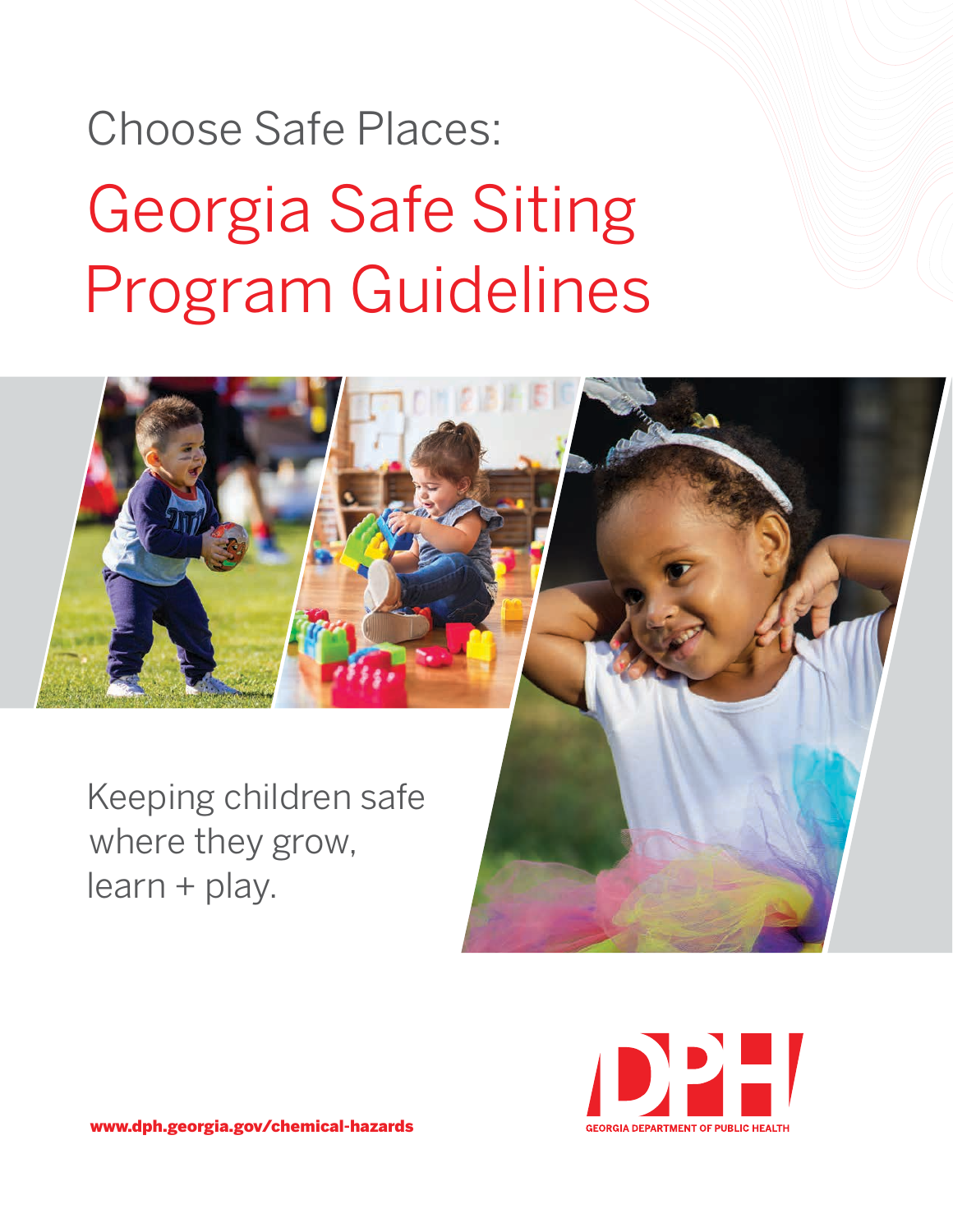Choose Safe Places:

# Georgia Safe Siting Program Guidelines

Keeping children safe where they grow, learn + play.

**www.dph.georgia.gov/chemical-hazards**

GEORGIA DEPARTMENT OF PUBLIC HEALTH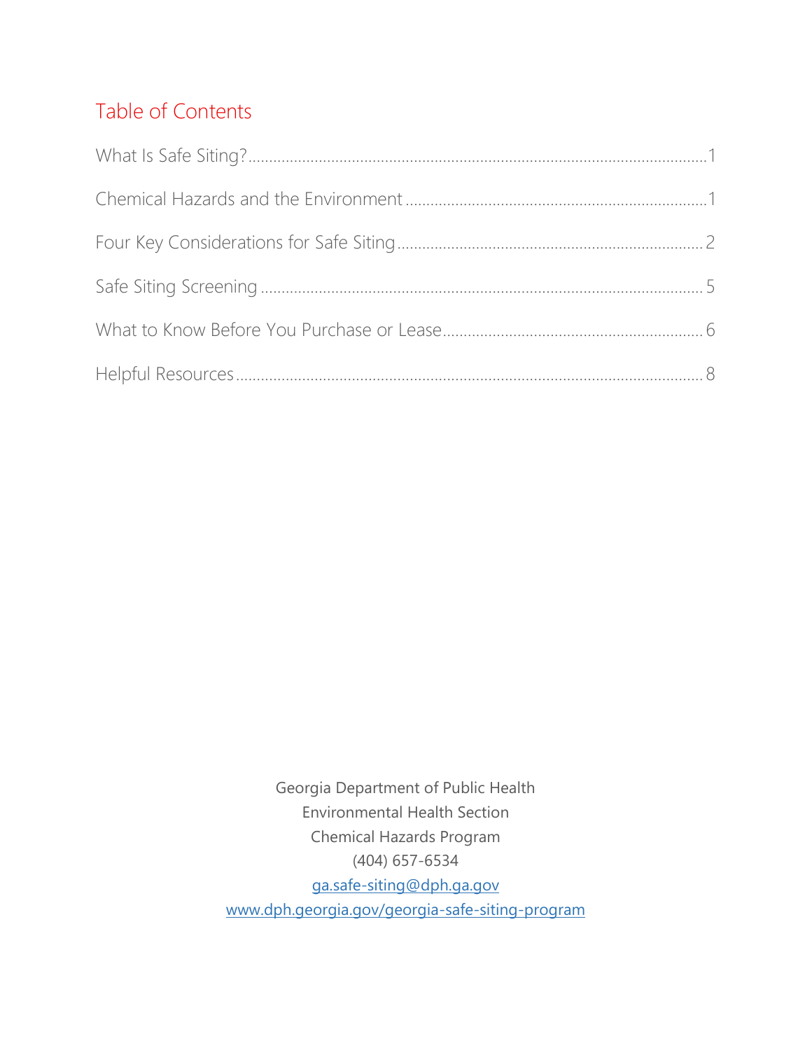## Table of Contents

What Is Safe Siting? ........................................................................................................ 1

Chemical Hazards and the Environment ........................................................................ 1

Four Key Considerations for Safe Siting ........................................................................ 2

Safe Siting Screening ........................................................................................................ 5

What to Know Before You Purchase or Lease ............................................................. 6

Helpful Resources ............................................................................................................... 8

Georgia Department of Public Health
Environmental Health Section
Chemical Hazards Program
(404) 657-6534
ga.safe-siting@dph.ga.gov
www.dph.georgia.gov/georgia-safe-siting-program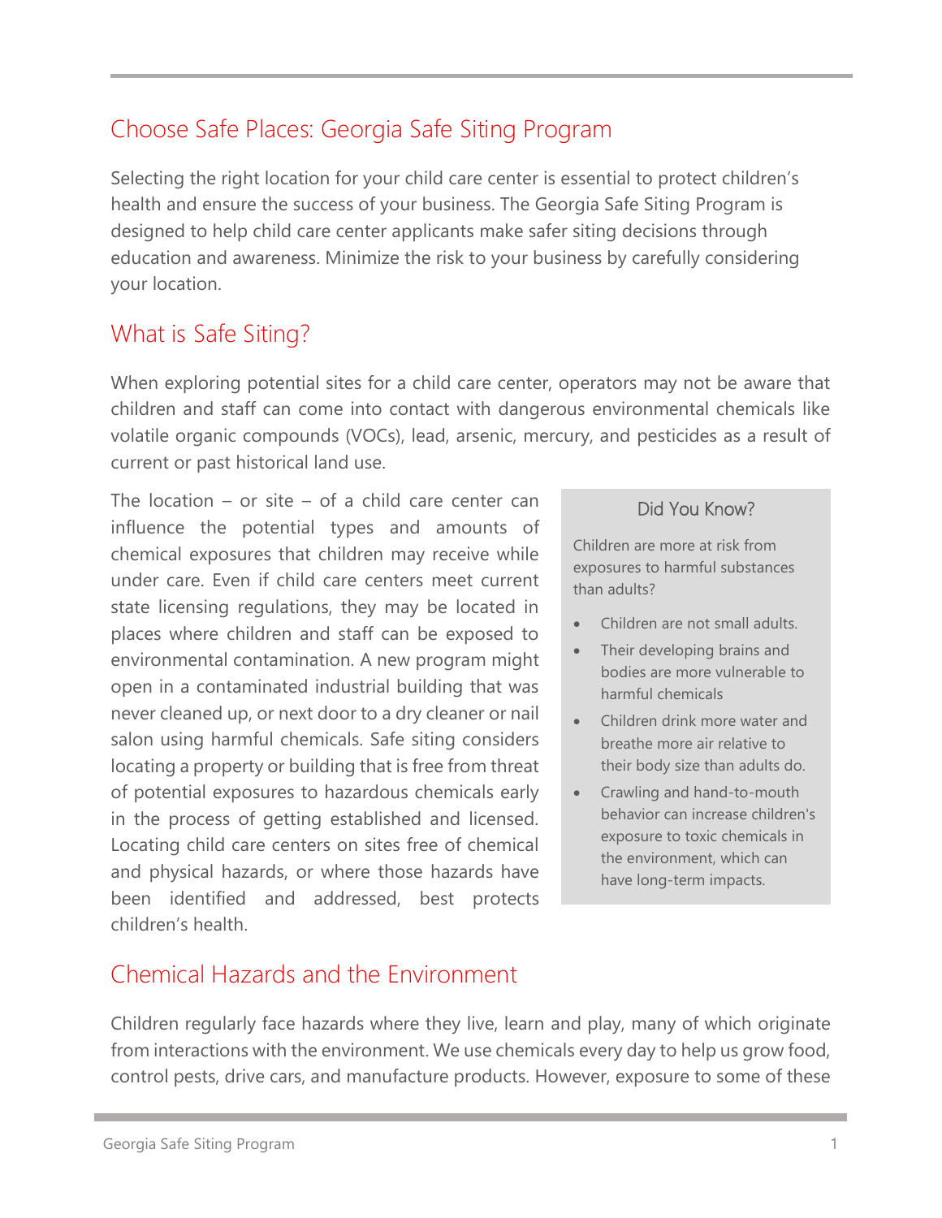## Choose Safe Places: Georgia Safe Siting Program

Selecting the right location for your child care center is essential to protect children's health and ensure the success of your business. The Georgia Safe Siting Program is designed to help child care center applicants make safer siting decisions through education and awareness. Minimize the risk to your business by carefully considering your location.

## What is Safe Siting?

When exploring potential sites for a child care center, operators may not be aware that children and staff can come into contact with dangerous environmental chemicals like volatile organic compounds (VOCs), lead, arsenic, mercury, and pesticides as a result of current or past historical land use.

The location – or site – of a child care center can influence the potential types and amounts of chemical exposures that children may receive while under care. Even if child care centers meet current state licensing regulations, they may be located in places where children and staff can be exposed to environmental contamination. A new program might open in a contaminated industrial building that was never cleaned up, or next door to a dry cleaner or nail salon using harmful chemicals. Safe siting considers locating a property or building that is free from threat of potential exposures to hazardous chemicals early in the process of getting established and licensed. Locating child care centers on sites free of chemical and physical hazards, or where those hazards have been identified and addressed, best protects children's health.

> **Did You Know?**
>
> Children are more at risk from exposures to harmful substances than adults?
>
> - Children are not small adults.
> - Their developing brains and bodies are more vulnerable to harmful chemicals
> - Children drink more water and breathe more air relative to their body size than adults do.
> - Crawling and hand-to-mouth behavior can increase children's exposure to toxic chemicals in the environment, which can have long-term impacts.

## Chemical Hazards and the Environment

Children regularly face hazards where they live, learn and play, many of which originate from interactions with the environment. We use chemicals every day to help us grow food, control pests, drive cars, and manufacture products. However, exposure to some of these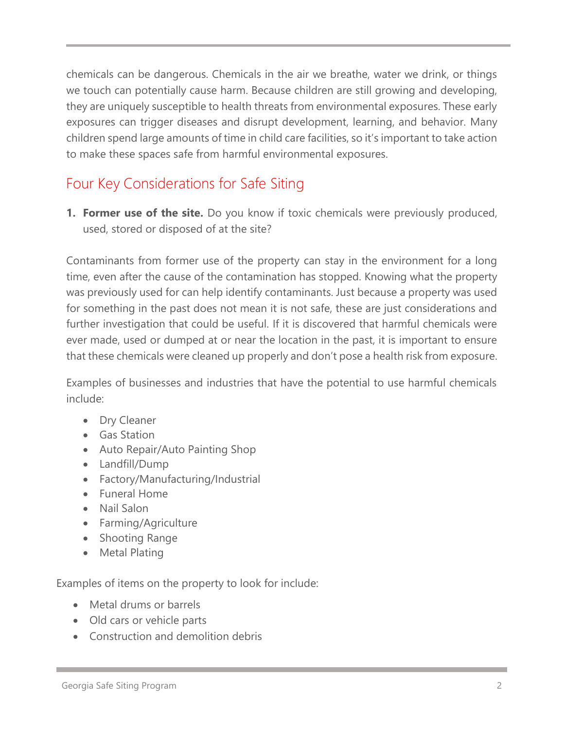chemicals can be dangerous. Chemicals in the air we breathe, water we drink, or things we touch can potentially cause harm. Because children are still growing and developing, they are uniquely susceptible to health threats from environmental exposures. These early exposures can trigger diseases and disrupt development, learning, and behavior. Many children spend large amounts of time in child care facilities, so it's important to take action to make these spaces safe from harmful environmental exposures.

## Four Key Considerations for Safe Siting

1. **Former use of the site.** Do you know if toxic chemicals were previously produced, used, stored or disposed of at the site?

Contaminants from former use of the property can stay in the environment for a long time, even after the cause of the contamination has stopped. Knowing what the property was previously used for can help identify contaminants. Just because a property was used for something in the past does not mean it is not safe, these are just considerations and further investigation that could be useful. If it is discovered that harmful chemicals were ever made, used or dumped at or near the location in the past, it is important to ensure that these chemicals were cleaned up properly and don't pose a health risk from exposure.

Examples of businesses and industries that have the potential to use harmful chemicals include:

- Dry Cleaner
- Gas Station
- Auto Repair/Auto Painting Shop
- Landfill/Dump
- Factory/Manufacturing/Industrial
- Funeral Home
- Nail Salon
- Farming/Agriculture
- Shooting Range
- Metal Plating

Examples of items on the property to look for include:

- Metal drums or barrels
- Old cars or vehicle parts
- Construction and demolition debris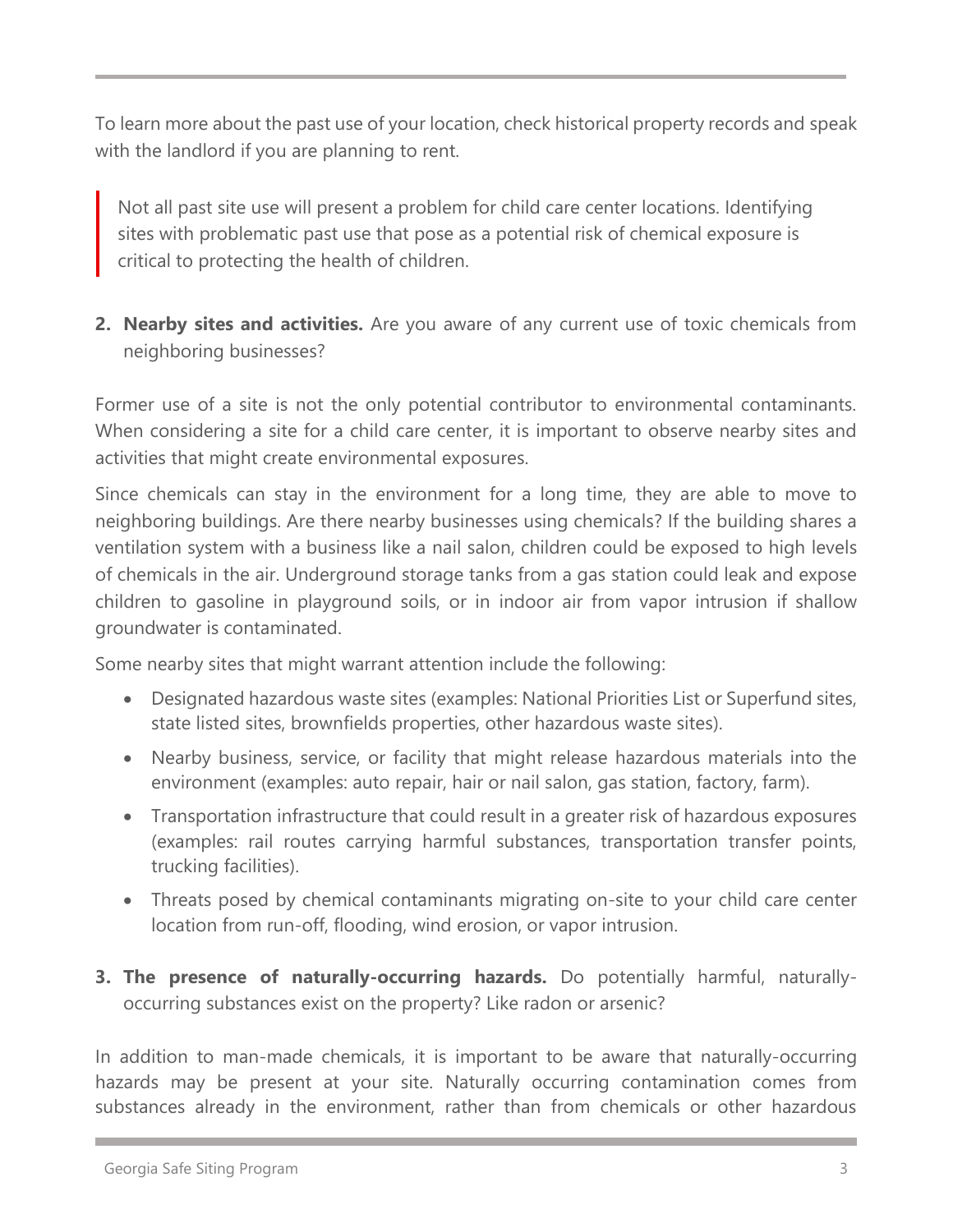To learn more about the past use of your location, check historical property records and speak with the landlord if you are planning to rent.

> Not all past site use will present a problem for child care center locations. Identifying sites with problematic past use that pose as a potential risk of chemical exposure is critical to protecting the health of children.

2. **Nearby sites and activities.** Are you aware of any current use of toxic chemicals from neighboring businesses?

Former use of a site is not the only potential contributor to environmental contaminants. When considering a site for a child care center, it is important to observe nearby sites and activities that might create environmental exposures.

Since chemicals can stay in the environment for a long time, they are able to move to neighboring buildings. Are there nearby businesses using chemicals? If the building shares a ventilation system with a business like a nail salon, children could be exposed to high levels of chemicals in the air. Underground storage tanks from a gas station could leak and expose children to gasoline in playground soils, or in indoor air from vapor intrusion if shallow groundwater is contaminated.

Some nearby sites that might warrant attention include the following:

- Designated hazardous waste sites (examples: National Priorities List or Superfund sites, state listed sites, brownfields properties, other hazardous waste sites).
- Nearby business, service, or facility that might release hazardous materials into the environment (examples: auto repair, hair or nail salon, gas station, factory, farm).
- Transportation infrastructure that could result in a greater risk of hazardous exposures (examples: rail routes carrying harmful substances, transportation transfer points, trucking facilities).
- Threats posed by chemical contaminants migrating on-site to your child care center location from run-off, flooding, wind erosion, or vapor intrusion.

3. **The presence of naturally-occurring hazards.** Do potentially harmful, naturally-occurring substances exist on the property? Like radon or arsenic?

In addition to man-made chemicals, it is important to be aware that naturally-occurring hazards may be present at your site. Naturally occurring contamination comes from substances already in the environment, rather than from chemicals or other hazardous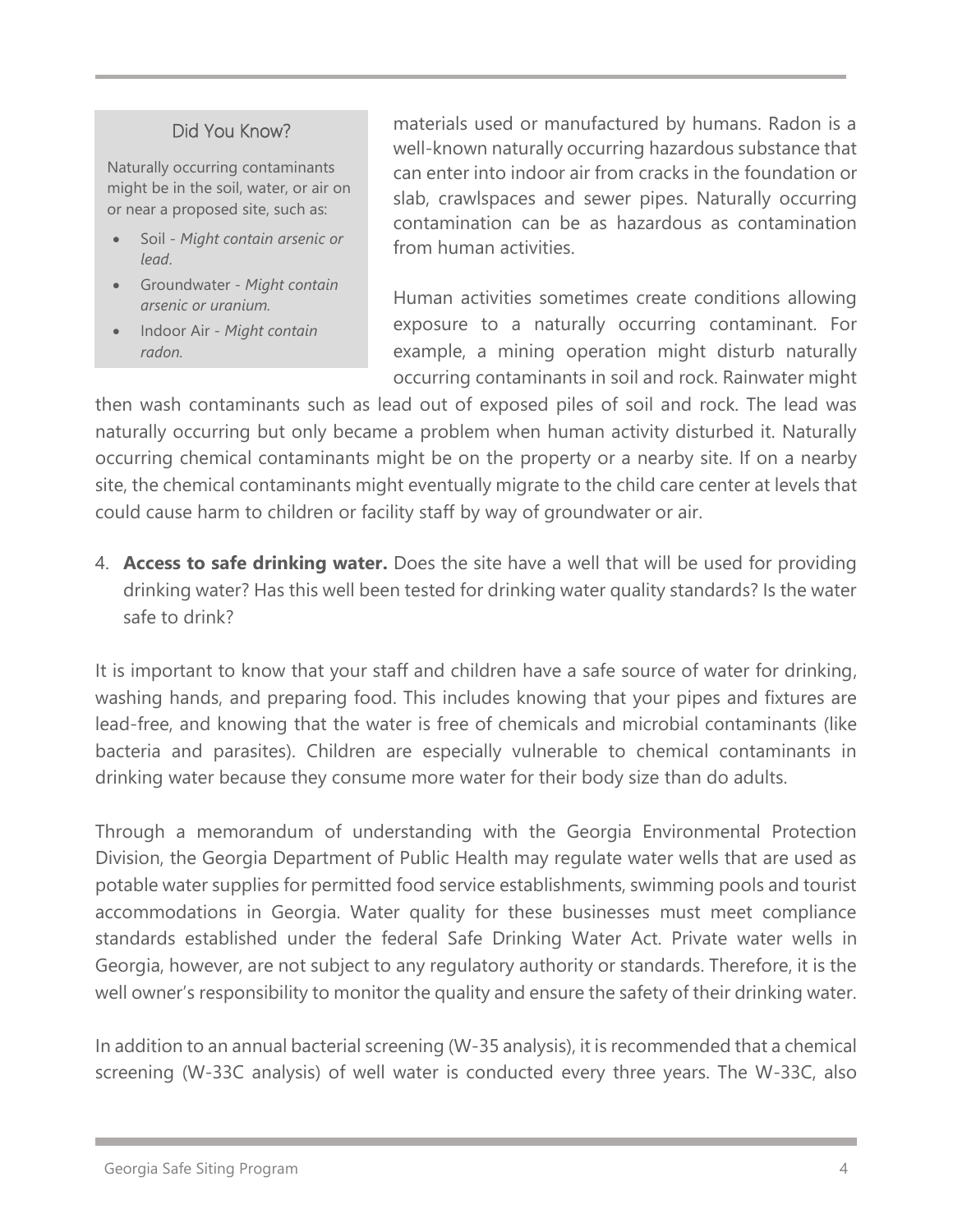### Did You Know?

Naturally occurring contaminants might be in the soil, water, or air on or near a proposed site, such as:

- Soil - *Might contain arsenic or lead*.
- Groundwater - *Might contain arsenic or uranium.*
- Indoor Air - *Might contain radon.*

materials used or manufactured by humans. Radon is a well-known naturally occurring hazardous substance that can enter into indoor air from cracks in the foundation or slab, crawlspaces and sewer pipes. Naturally occurring contamination can be as hazardous as contamination from human activities.

Human activities sometimes create conditions allowing exposure to a naturally occurring contaminant. For example, a mining operation might disturb naturally occurring contaminants in soil and rock. Rainwater might then wash contaminants such as lead out of exposed piles of soil and rock. The lead was naturally occurring but only became a problem when human activity disturbed it. Naturally occurring chemical contaminants might be on the property or a nearby site. If on a nearby site, the chemical contaminants might eventually migrate to the child care center at levels that could cause harm to children or facility staff by way of groundwater or air.

4. **Access to safe drinking water.** Does the site have a well that will be used for providing drinking water? Has this well been tested for drinking water quality standards? Is the water safe to drink?

It is important to know that your staff and children have a safe source of water for drinking, washing hands, and preparing food. This includes knowing that your pipes and fixtures are lead-free, and knowing that the water is free of chemicals and microbial contaminants (like bacteria and parasites). Children are especially vulnerable to chemical contaminants in drinking water because they consume more water for their body size than do adults.

Through a memorandum of understanding with the Georgia Environmental Protection Division, the Georgia Department of Public Health may regulate water wells that are used as potable water supplies for permitted food service establishments, swimming pools and tourist accommodations in Georgia. Water quality for these businesses must meet compliance standards established under the federal Safe Drinking Water Act. Private water wells in Georgia, however, are not subject to any regulatory authority or standards. Therefore, it is the well owner's responsibility to monitor the quality and ensure the safety of their drinking water.

In addition to an annual bacterial screening (W-35 analysis), it is recommended that a chemical screening (W-33C analysis) of well water is conducted every three years. The W-33C, also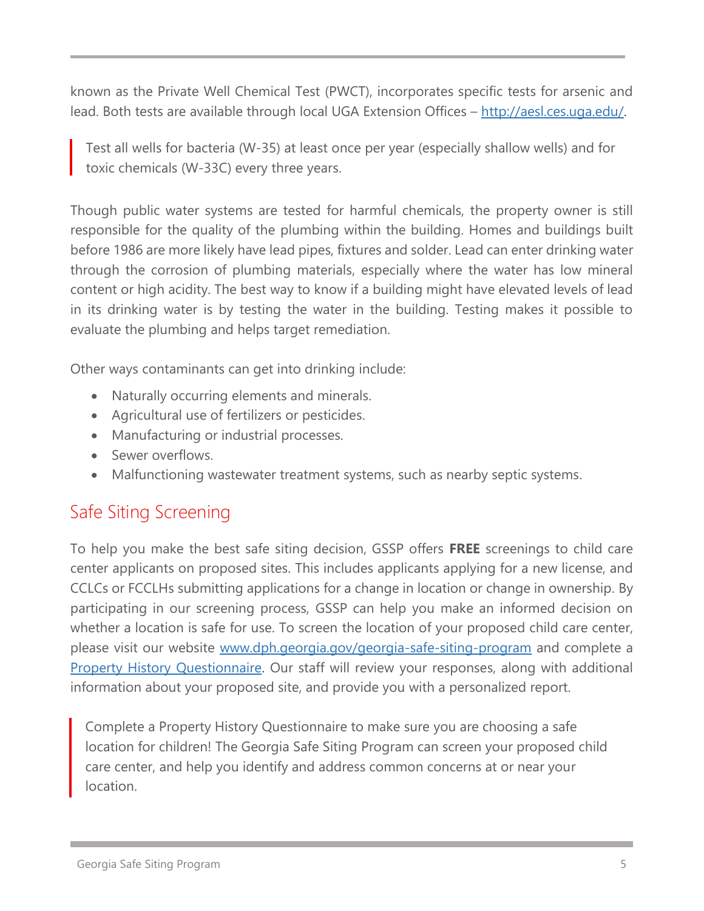known as the Private Well Chemical Test (PWCT), incorporates specific tests for arsenic and lead. Both tests are available through local UGA Extension Offices – [http://aesl.ces.uga.edu/](http://aesl.ces.uga.edu/).

> Test all wells for bacteria (W-35) at least once per year (especially shallow wells) and for toxic chemicals (W-33C) every three years.

Though public water systems are tested for harmful chemicals, the property owner is still responsible for the quality of the plumbing within the building. Homes and buildings built before 1986 are more likely have lead pipes, fixtures and solder. Lead can enter drinking water through the corrosion of plumbing materials, especially where the water has low mineral content or high acidity. The best way to know if a building might have elevated levels of lead in its drinking water is by testing the water in the building. Testing makes it possible to evaluate the plumbing and helps target remediation.

Other ways contaminants can get into drinking include:

- Naturally occurring elements and minerals.
- Agricultural use of fertilizers or pesticides.
- Manufacturing or industrial processes.
- Sewer overflows.
- Malfunctioning wastewater treatment systems, such as nearby septic systems.

## Safe Siting Screening

To help you make the best safe siting decision, GSSP offers **FREE** screenings to child care center applicants on proposed sites. This includes applicants applying for a new license, and CCLCs or FCCLHs submitting applications for a change in location or change in ownership. By participating in our screening process, GSSP can help you make an informed decision on whether a location is safe for use. To screen the location of your proposed child care center, please visit our website [www.dph.georgia.gov/georgia-safe-siting-program](www.dph.georgia.gov/georgia-safe-siting-program) and complete a Property History Questionnaire. Our staff will review your responses, along with additional information about your proposed site, and provide you with a personalized report.

> Complete a Property History Questionnaire to make sure you are choosing a safe location for children! The Georgia Safe Siting Program can screen your proposed child care center, and help you identify and address common concerns at or near your location.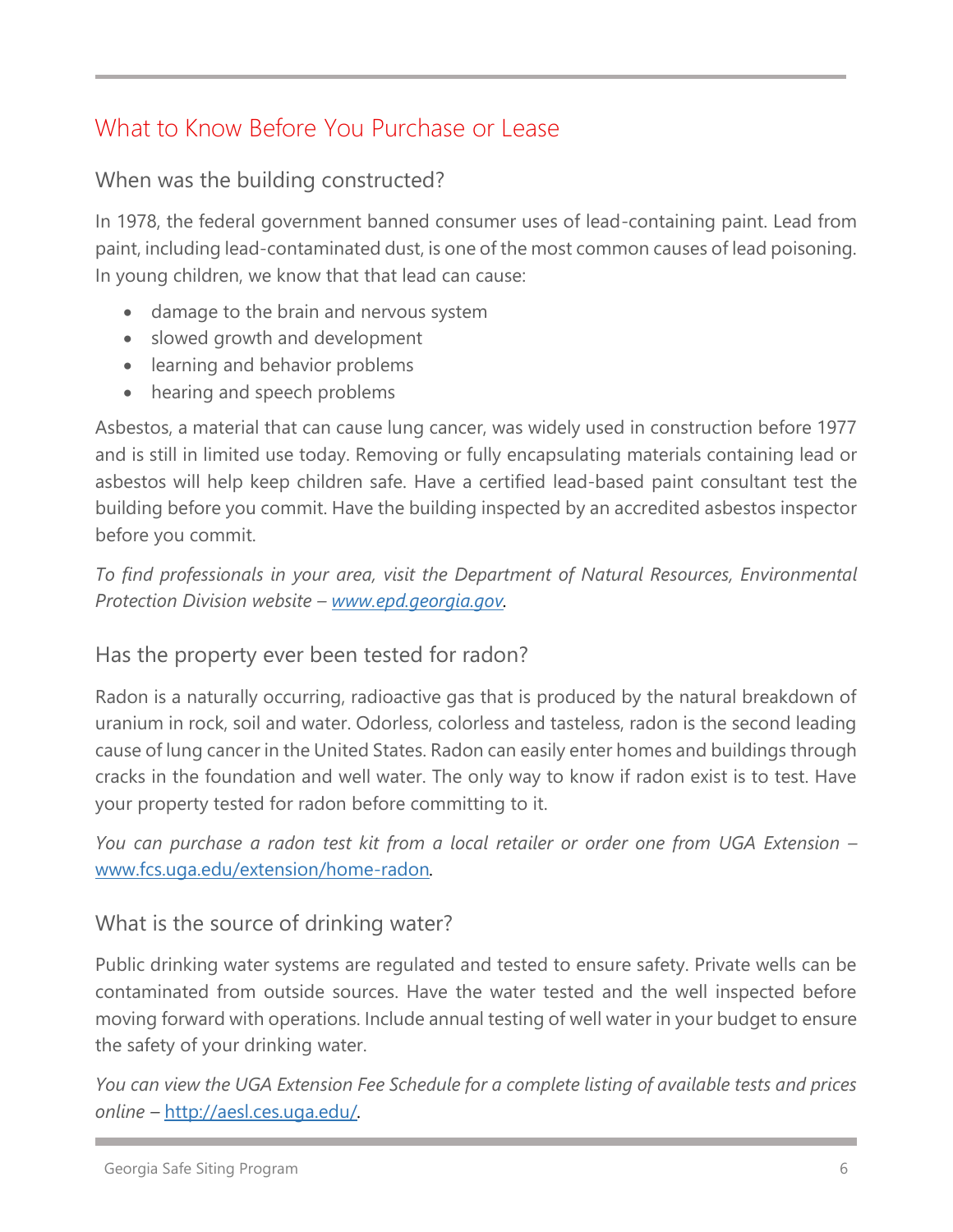## What to Know Before You Purchase or Lease

### When was the building constructed?

In 1978, the federal government banned consumer uses of lead-containing paint. Lead from paint, including lead-contaminated dust, is one of the most common causes of lead poisoning. In young children, we know that that lead can cause:

- damage to the brain and nervous system
- slowed growth and development
- learning and behavior problems
- hearing and speech problems

Asbestos, a material that can cause lung cancer, was widely used in construction before 1977 and is still in limited use today. Removing or fully encapsulating materials containing lead or asbestos will help keep children safe. Have a certified lead-based paint consultant test the building before you commit. Have the building inspected by an accredited asbestos inspector before you commit.

*To find professionals in your area, visit the Department of Natural Resources, Environmental Protection Division website – [www.epd.georgia.gov](http://www.epd.georgia.gov).*

### Has the property ever been tested for radon?

Radon is a naturally occurring, radioactive gas that is produced by the natural breakdown of uranium in rock, soil and water. Odorless, colorless and tasteless, radon is the second leading cause of lung cancer in the United States. Radon can easily enter homes and buildings through cracks in the foundation and well water. The only way to know if radon exist is to test. Have your property tested for radon before committing to it.

*You can purchase a radon test kit from a local retailer or order one from UGA Extension –* [www.fcs.uga.edu/extension/home-radon](http://www.fcs.uga.edu/extension/home-radon).

### What is the source of drinking water?

Public drinking water systems are regulated and tested to ensure safety. Private wells can be contaminated from outside sources. Have the water tested and the well inspected before moving forward with operations. Include annual testing of well water in your budget to ensure the safety of your drinking water.

*You can view the UGA Extension Fee Schedule for a complete listing of available tests and prices online –* [http://aesl.ces.uga.edu/](http://aesl.ces.uga.edu/).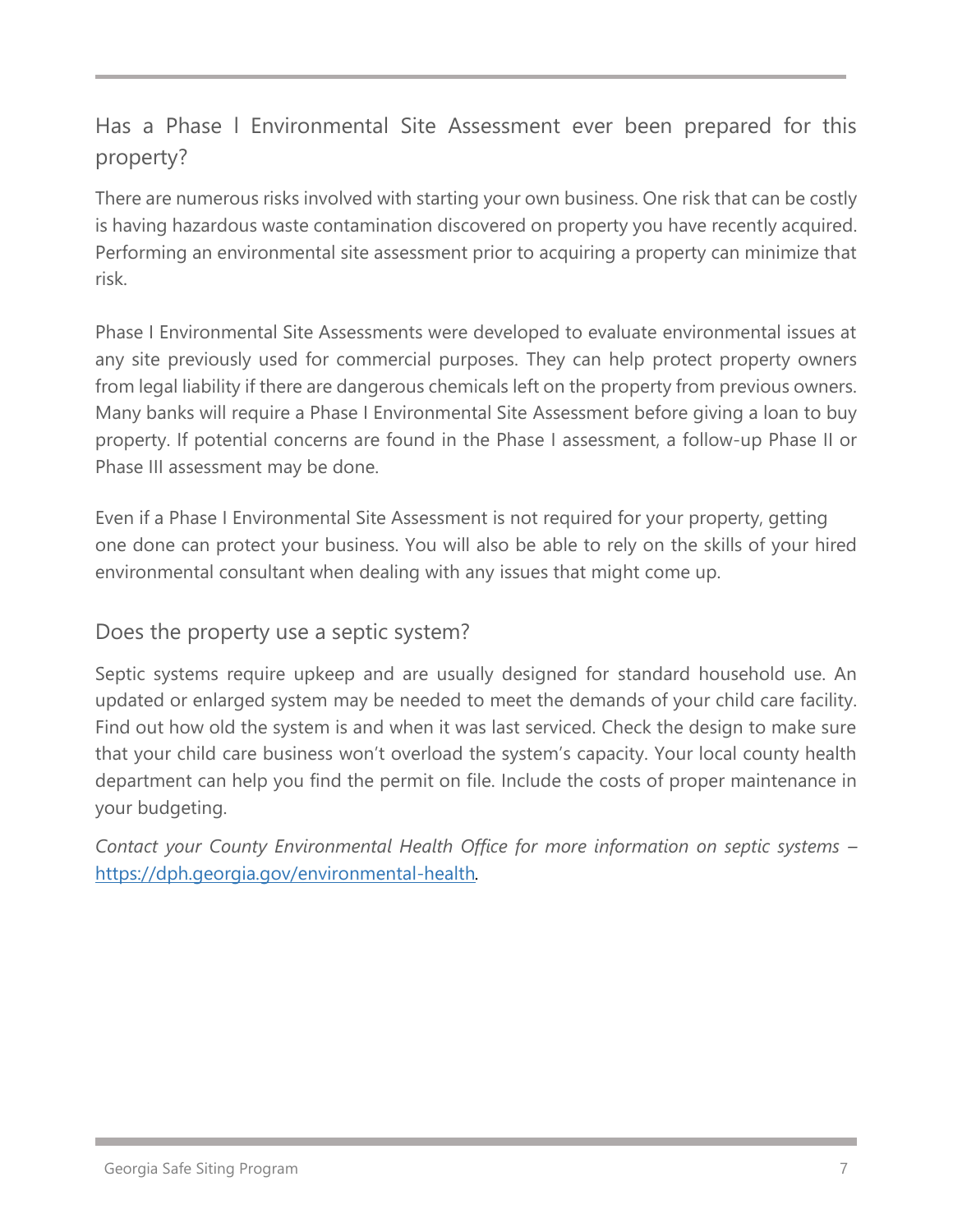## Has a Phase I Environmental Site Assessment ever been prepared for this property?

There are numerous risks involved with starting your own business. One risk that can be costly is having hazardous waste contamination discovered on property you have recently acquired. Performing an environmental site assessment prior to acquiring a property can minimize that risk.

Phase I Environmental Site Assessments were developed to evaluate environmental issues at any site previously used for commercial purposes. They can help protect property owners from legal liability if there are dangerous chemicals left on the property from previous owners. Many banks will require a Phase I Environmental Site Assessment before giving a loan to buy property. If potential concerns are found in the Phase I assessment, a follow-up Phase II or Phase III assessment may be done.

Even if a Phase I Environmental Site Assessment is not required for your property, getting one done can protect your business. You will also be able to rely on the skills of your hired environmental consultant when dealing with any issues that might come up.

## Does the property use a septic system?

Septic systems require upkeep and are usually designed for standard household use. An updated or enlarged system may be needed to meet the demands of your child care facility. Find out how old the system is and when it was last serviced. Check the design to make sure that your child care business won't overload the system's capacity. Your local county health department can help you find the permit on file. Include the costs of proper maintenance in your budgeting.

*Contact your County Environmental Health Office for more information on septic systems –* [https://dph.georgia.gov/environmental-health](https://dph.georgia.gov/environmental-health).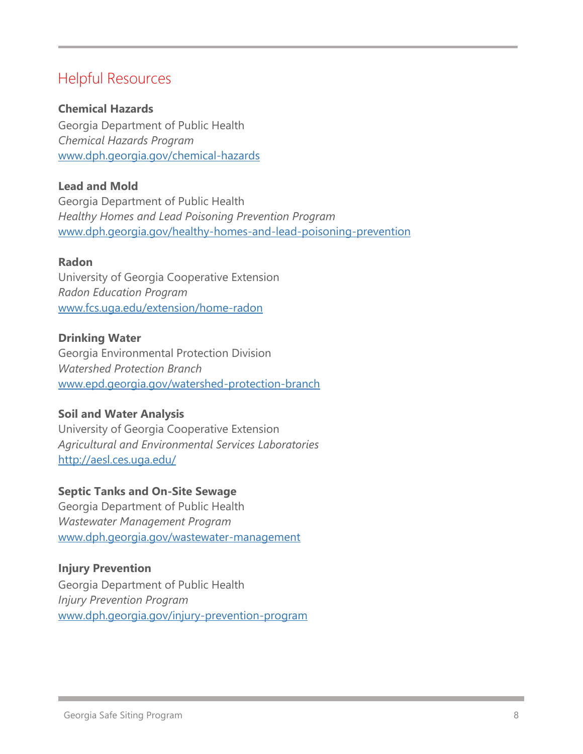## Helpful Resources

**Chemical Hazards**
Georgia Department of Public Health
*Chemical Hazards Program*
[www.dph.georgia.gov/chemical-hazards](www.dph.georgia.gov/chemical-hazards)

**Lead and Mold**
Georgia Department of Public Health
*Healthy Homes and Lead Poisoning Prevention Program*
[www.dph.georgia.gov/healthy-homes-and-lead-poisoning-prevention](www.dph.georgia.gov/healthy-homes-and-lead-poisoning-prevention)

**Radon**
University of Georgia Cooperative Extension
*Radon Education Program*
[www.fcs.uga.edu/extension/home-radon](www.fcs.uga.edu/extension/home-radon)

**Drinking Water**
Georgia Environmental Protection Division
*Watershed Protection Branch*
[www.epd.georgia.gov/watershed-protection-branch](www.epd.georgia.gov/watershed-protection-branch)

**Soil and Water Analysis**
University of Georgia Cooperative Extension
*Agricultural and Environmental Services Laboratories*
[http://aesl.ces.uga.edu/](http://aesl.ces.uga.edu/)

**Septic Tanks and On-Site Sewage**
Georgia Department of Public Health
*Wastewater Management Program*
[www.dph.georgia.gov/wastewater-management](www.dph.georgia.gov/wastewater-management)

**Injury Prevention**
Georgia Department of Public Health
*Injury Prevention Program*
[www.dph.georgia.gov/injury-prevention-program](www.dph.georgia.gov/injury-prevention-program)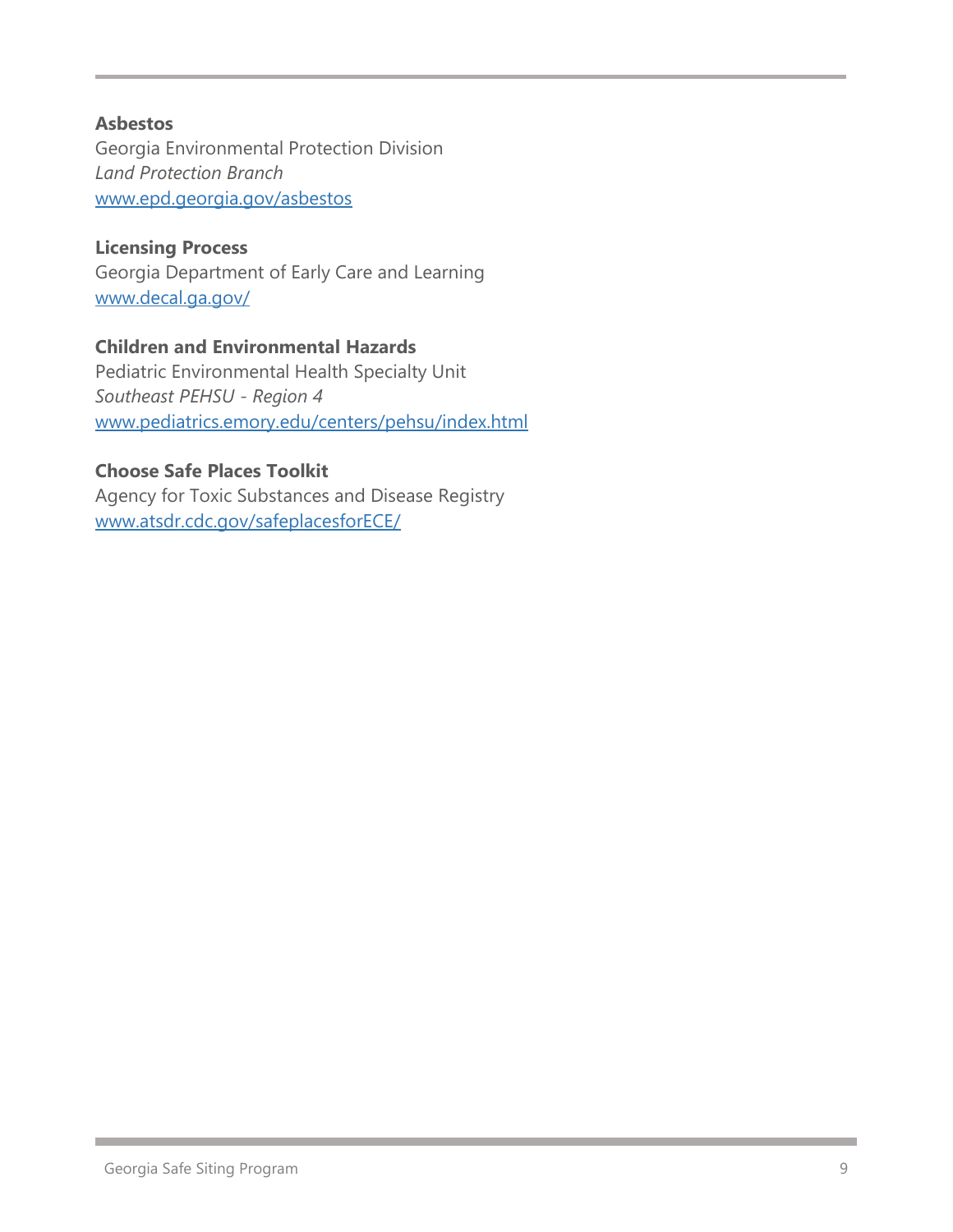**Asbestos**
Georgia Environmental Protection Division
*Land Protection Branch*
www.epd.georgia.gov/asbestos

**Licensing Process**
Georgia Department of Early Care and Learning
www.decal.ga.gov/

**Children and Environmental Hazards**
Pediatric Environmental Health Specialty Unit
*Southeast PEHSU - Region 4*
www.pediatrics.emory.edu/centers/pehsu/index.html

**Choose Safe Places Toolkit**
Agency for Toxic Substances and Disease Registry
www.atsdr.cdc.gov/safeplacesforECE/